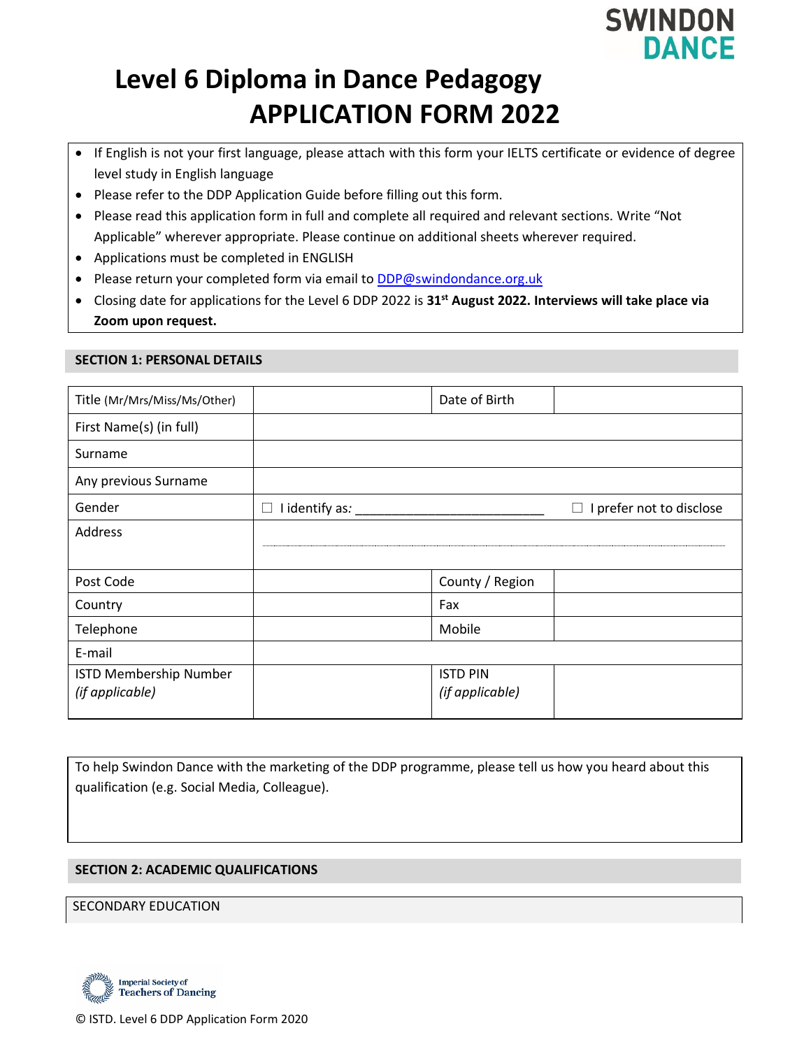SWINDON DANCE

# Level 6 Diploma in Dance Pedagogy
# APPLICATION FORM 2022

- If English is not your first language, please attach with this form your IELTS certificate or evidence of degree level study in English language
- Please refer to the DDP Application Guide before filling out this form.
- Please read this application form in full and complete all required and relevant sections. Write "Not Applicable" wherever appropriate. Please continue on additional sheets wherever required.
- Applications must be completed in ENGLISH
- Please return your completed form via email to DDP@swindondance.org.uk
- Closing date for applications for the Level 6 DDP 2022 is **31st August 2022. Interviews will take place via Zoom upon request.**

## SECTION 1: PERSONAL DETAILS

| Title (Mr/Mrs/Miss/Ms/Other) | | Date of Birth | |
|---|---|---|---|
| First Name(s) (in full) | | | |
| Surname | | | |
| Any previous Surname | | | |
| Gender | ☐ I identify as: ___________________________ | | ☐ I prefer not to disclose |
| Address | | | |
| Post Code | | County / Region | |
| Country | | Fax | |
| Telephone | | Mobile | |
| E-mail | | | |
| ISTD Membership Number *(if applicable)* | | ISTD PIN *(if applicable)* | |

To help Swindon Dance with the marketing of the DDP programme, please tell us how you heard about this qualification (e.g. Social Media, Colleague).

## SECTION 2: ACADEMIC QUALIFICATIONS

SECONDARY EDUCATION

Imperial Society of Teachers of Dancing

© ISTD. Level 6 DDP Application Form 2020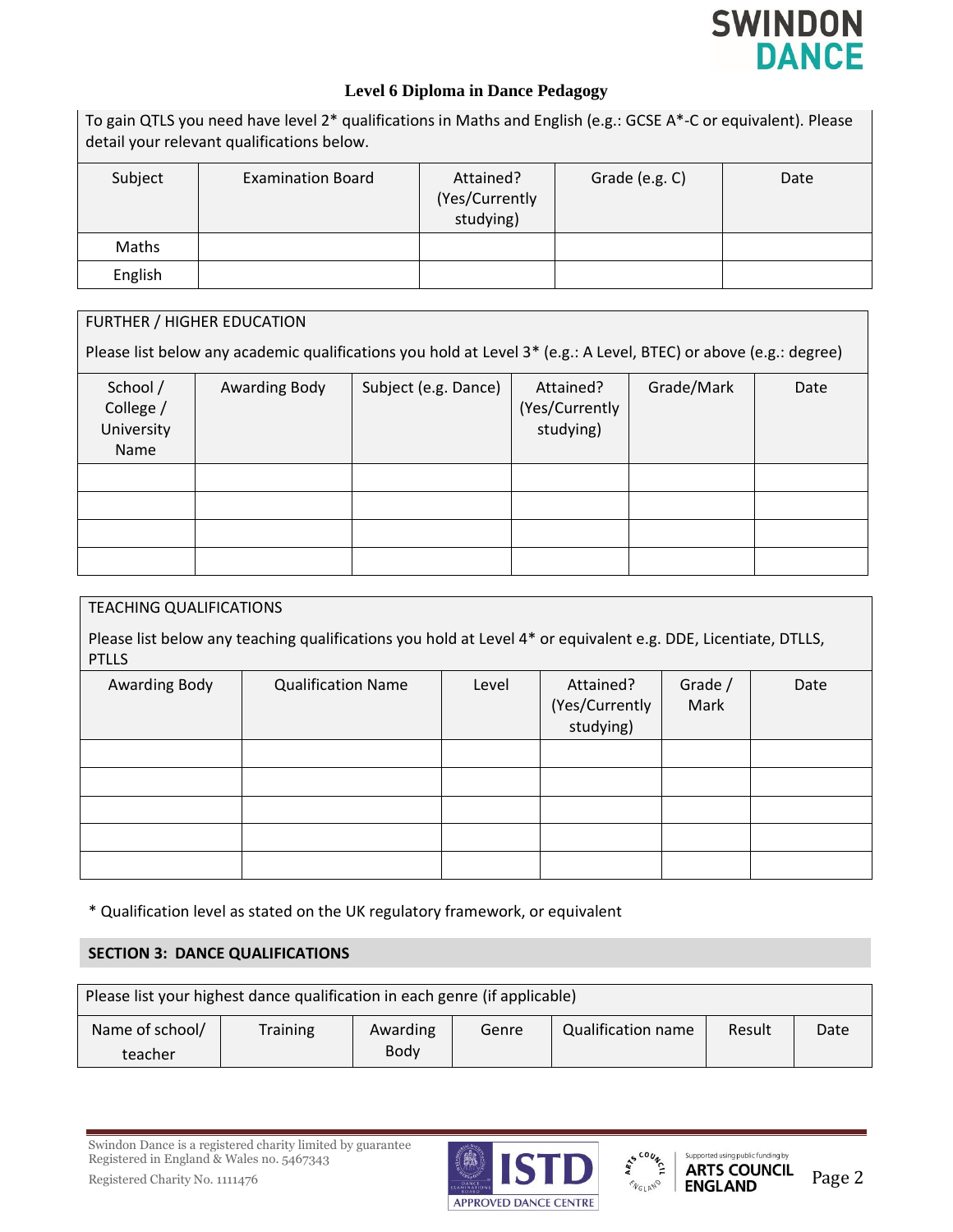**Level 6 Diploma in Dance Pedagogy**

To gain QTLS you need have level 2* qualifications in Maths and English (e.g.: GCSE A*-C or equivalent). Please detail your relevant qualifications below.

| Subject | Examination Board | Attained? (Yes/Currently studying) | Grade (e.g. C) | Date |
|---|---|---|---|---|
| Maths | | | | |
| English | | | | |

FURTHER / HIGHER EDUCATION

Please list below any academic qualifications you hold at Level 3* (e.g.: A Level, BTEC) or above (e.g.: degree)

| School / College / University Name | Awarding Body | Subject (e.g. Dance) | Attained? (Yes/Currently studying) | Grade/Mark | Date |
|---|---|---|---|---|---|
| | | | | | |
| | | | | | |
| | | | | | |
| | | | | | |

TEACHING QUALIFICATIONS

Please list below any teaching qualifications you hold at Level 4* or equivalent e.g. DDE, Licentiate, DTLLS, PTLLS

| Awarding Body | Qualification Name | Level | Attained? (Yes/Currently studying) | Grade / Mark | Date |
|---|---|---|---|---|---|
| | | | | | |
| | | | | | |
| | | | | | |
| | | | | | |
| | | | | | |

* Qualification level as stated on the UK regulatory framework, or equivalent

## SECTION 3: DANCE QUALIFICATIONS

Please list your highest dance qualification in each genre (if applicable)

| Name of school/ teacher | Training | Awarding Body | Genre | Qualification name | Result | Date |
|---|---|---|---|---|---|---|

Swindon Dance is a registered charity limited by guarantee
Registered in England & Wales no. 5467343
Registered Charity No. 1111476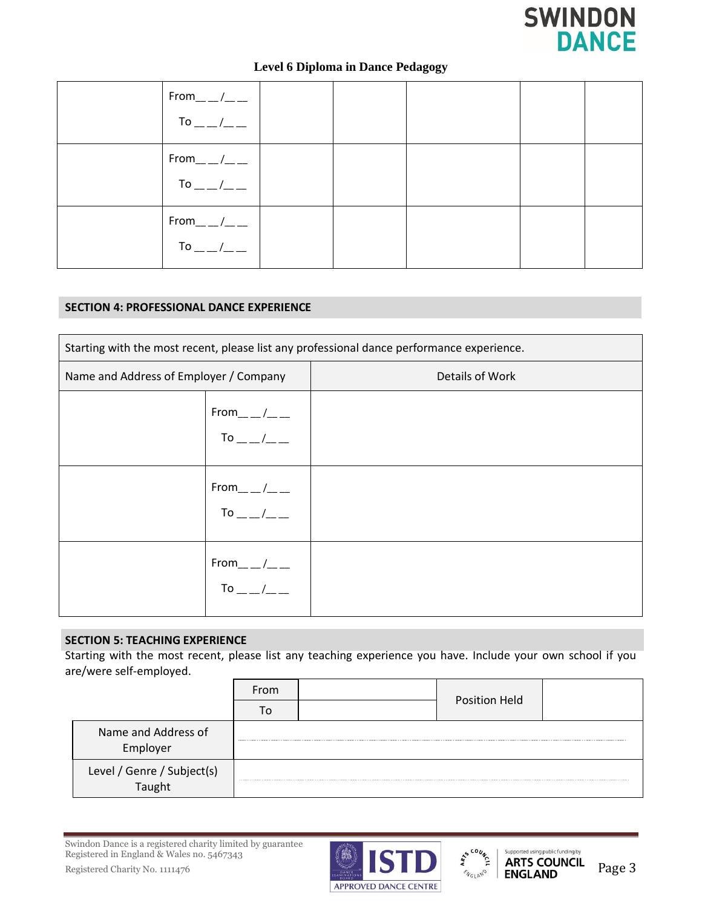**Level 6 Diploma in Dance Pedagogy**

| | | | | | | |
|---|---|---|---|---|---|---|
| | From\_\_ \_\_/\_\_ \_\_<br>To \_\_ \_\_/\_\_ \_\_ | | | | | |
| | From\_\_ \_\_/\_\_ \_\_<br>To \_\_ \_\_/\_\_ \_\_ | | | | | |
| | From\_\_ \_\_/\_\_ \_\_<br>To \_\_ \_\_/\_\_ \_\_ | | | | | |

## SECTION 4: PROFESSIONAL DANCE EXPERIENCE

| Starting with the most recent, please list any professional dance performance experience. | | |
|---|---|---|
| Name and Address of Employer / Company | | Details of Work |
| | From\_\_ \_\_/\_\_ \_\_<br>To \_\_ \_\_/\_\_ \_\_ | |
| | From\_\_ \_\_/\_\_ \_\_<br>To \_\_ \_\_/\_\_ \_\_ | |
| | From\_\_ \_\_/\_\_ \_\_<br>To \_\_ \_\_/\_\_ \_\_ | |

## SECTION 5: TEACHING EXPERIENCE

Starting with the most recent, please list any teaching experience you have. Include your own school if you are/were self-employed.

| | | | | |
|---|---|---|---|---|
| | From | | Position Held | |
| | To | | | |
| Name and Address of Employer | | | | |
| Level / Genre / Subject(s) Taught | | | | |

Swindon Dance is a registered charity limited by guarantee
Registered in England & Wales no. 5467343
Registered Charity No. 1111476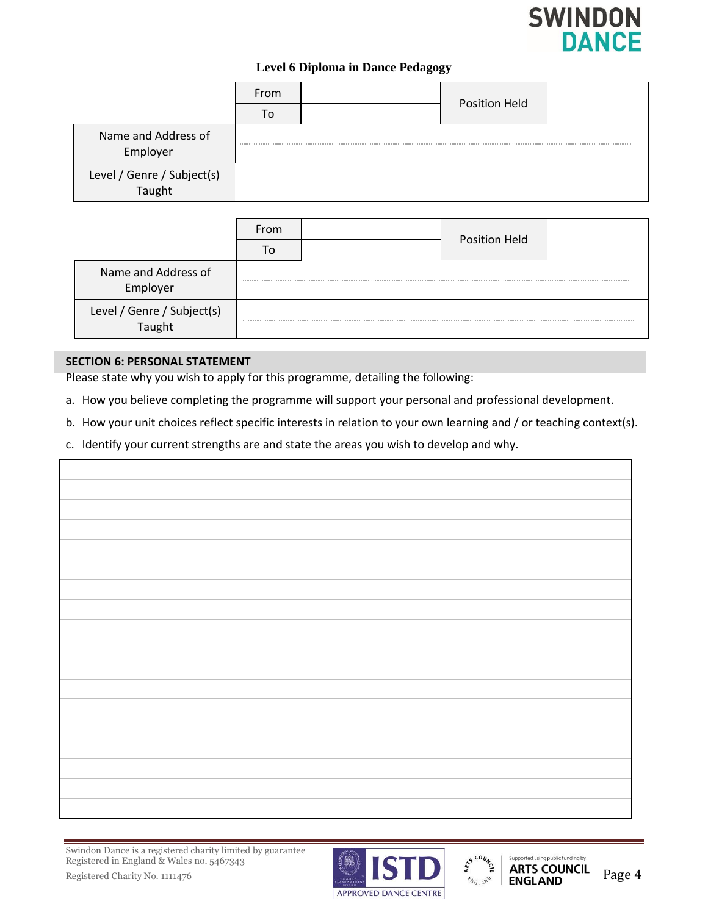**Level 6 Diploma in Dance Pedagogy**

| | From | | Position Held | |
|---|---|---|---|---|
| | To | | | |
| Name and Address of Employer | | | | |
| Level / Genre / Subject(s) Taught | | | | |

| | From | | Position Held | |
|---|---|---|---|---|
| | To | | | |
| Name and Address of Employer | | | | |
| Level / Genre / Subject(s) Taught | | | | |

## SECTION 6: PERSONAL STATEMENT

Please state why you wish to apply for this programme, detailing the following:

a. How you believe completing the programme will support your personal and professional development.

b. How your unit choices reflect specific interests in relation to your own learning and / or teaching context(s).

c. Identify your current strengths are and state the areas you wish to develop and why.

Swindon Dance is a registered charity limited by guarantee
Registered in England & Wales no. 5467343
Registered Charity No. 1111476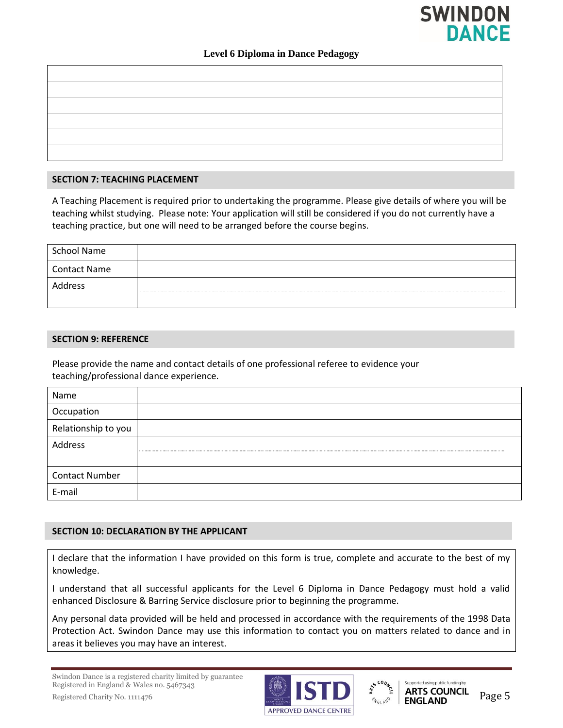**Level 6 Diploma in Dance Pedagogy**

| |
|---|
| |
| |
| |
| |
| |
| |

## SECTION 7: TEACHING PLACEMENT

A Teaching Placement is required prior to undertaking the programme. Please give details of where you will be teaching whilst studying. Please note: Your application will still be considered if you do not currently have a teaching practice, but one will need to be arranged before the course begins.

| | |
|---|---|
| School Name | |
| Contact Name | |
| Address | |

## SECTION 9: REFERENCE

Please provide the name and contact details of one professional referee to evidence your teaching/professional dance experience.

| | |
|---|---|
| Name | |
| Occupation | |
| Relationship to you | |
| Address | |
| Contact Number | |
| E-mail | |

## SECTION 10: DECLARATION BY THE APPLICANT

I declare that the information I have provided on this form is true, complete and accurate to the best of my knowledge.

I understand that all successful applicants for the Level 6 Diploma in Dance Pedagogy must hold a valid enhanced Disclosure & Barring Service disclosure prior to beginning the programme.

Any personal data provided will be held and processed in accordance with the requirements of the 1998 Data Protection Act. Swindon Dance may use this information to contact you on matters related to dance and in areas it believes you may have an interest.

Swindon Dance is a registered charity limited by guarantee
Registered in England & Wales no. 5467343

Registered Charity No. 1111476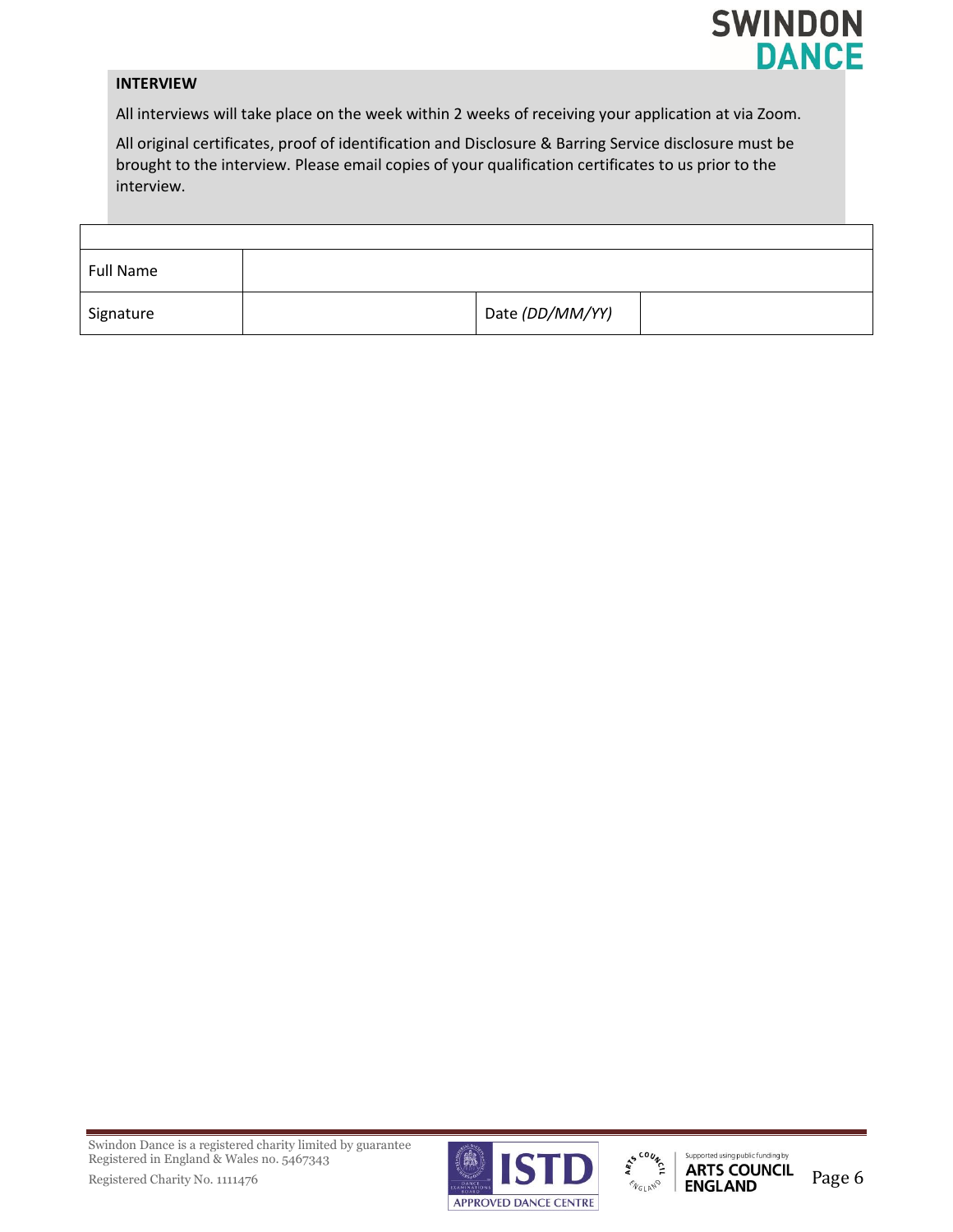## INTERVIEW

All interviews will take place on the week within 2 weeks of receiving your application at via Zoom.

All original certificates, proof of identification and Disclosure & Barring Service disclosure must be brought to the interview. Please email copies of your qualification certificates to us prior to the interview.

| | | | |
|---|---|---|---|
| Full Name | | | |
| Signature | | Date *(DD/MM/YY)* | |

Swindon Dance is a registered charity limited by guarantee
Registered in England & Wales no. 5467343
Registered Charity No. 1111476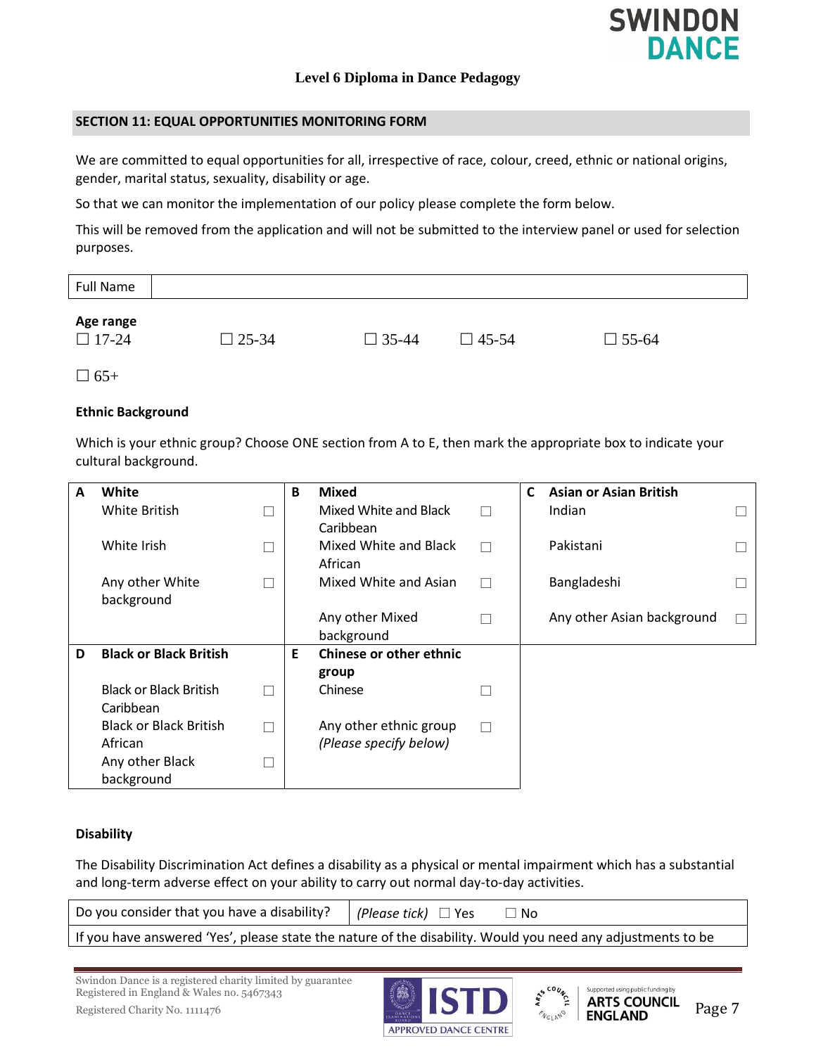**Level 6 Diploma in Dance Pedagogy**

## SECTION 11: EQUAL OPPORTUNITIES MONITORING FORM

We are committed to equal opportunities for all, irrespective of race, colour, creed, ethnic or national origins, gender, marital status, sexuality, disability or age.

So that we can monitor the implementation of our policy please complete the form below.

This will be removed from the application and will not be submitted to the interview panel or used for selection purposes.

| Full Name | |
|---|---|

**Age range**

☐ 17-24 ☐ 25-34 ☐ 35-44 ☐ 45-54 ☐ 55-64

☐ 65+

**Ethnic Background**

Which is your ethnic group? Choose ONE section from A to E, then mark the appropriate box to indicate your cultural background.

| | | | | | | | | |
|---|---|---|---|---|---|---|---|---|
| **A** | **White** | | **B** | **Mixed** | | **C** | **Asian or Asian British** | |
| | White British | ☐ | | Mixed White and Black Caribbean | ☐ | | Indian | ☐ |
| | White Irish | ☐ | | Mixed White and Black African | ☐ | | Pakistani | ☐ |
| | Any other White background | ☐ | | Mixed White and Asian | ☐ | | Bangladeshi | ☐ |
| | | | | Any other Mixed background | ☐ | | Any other Asian background | ☐ |
| **D** | **Black or Black British** | | **E** | **Chinese or other ethnic group** | | | | |
| | Black or Black British Caribbean | ☐ | | Chinese | ☐ | | | |
| | Black or Black British African | ☐ | | Any other ethnic group *(Please specify below)* | ☐ | | | |
| | Any other Black background | ☐ | | | | | | |

**Disability**

The Disability Discrimination Act defines a disability as a physical or mental impairment which has a substantial and long-term adverse effect on your ability to carry out normal day-to-day activities.

| Do you consider that you have a disability? | *(Please tick)* ☐ Yes ☐ No |
|---|---|
| If you have answered 'Yes', please state the nature of the disability. Would you need any adjustments to be | |

Swindon Dance is a registered charity limited by guarantee
Registered in England & Wales no. 5467343
Registered Charity No. 1111476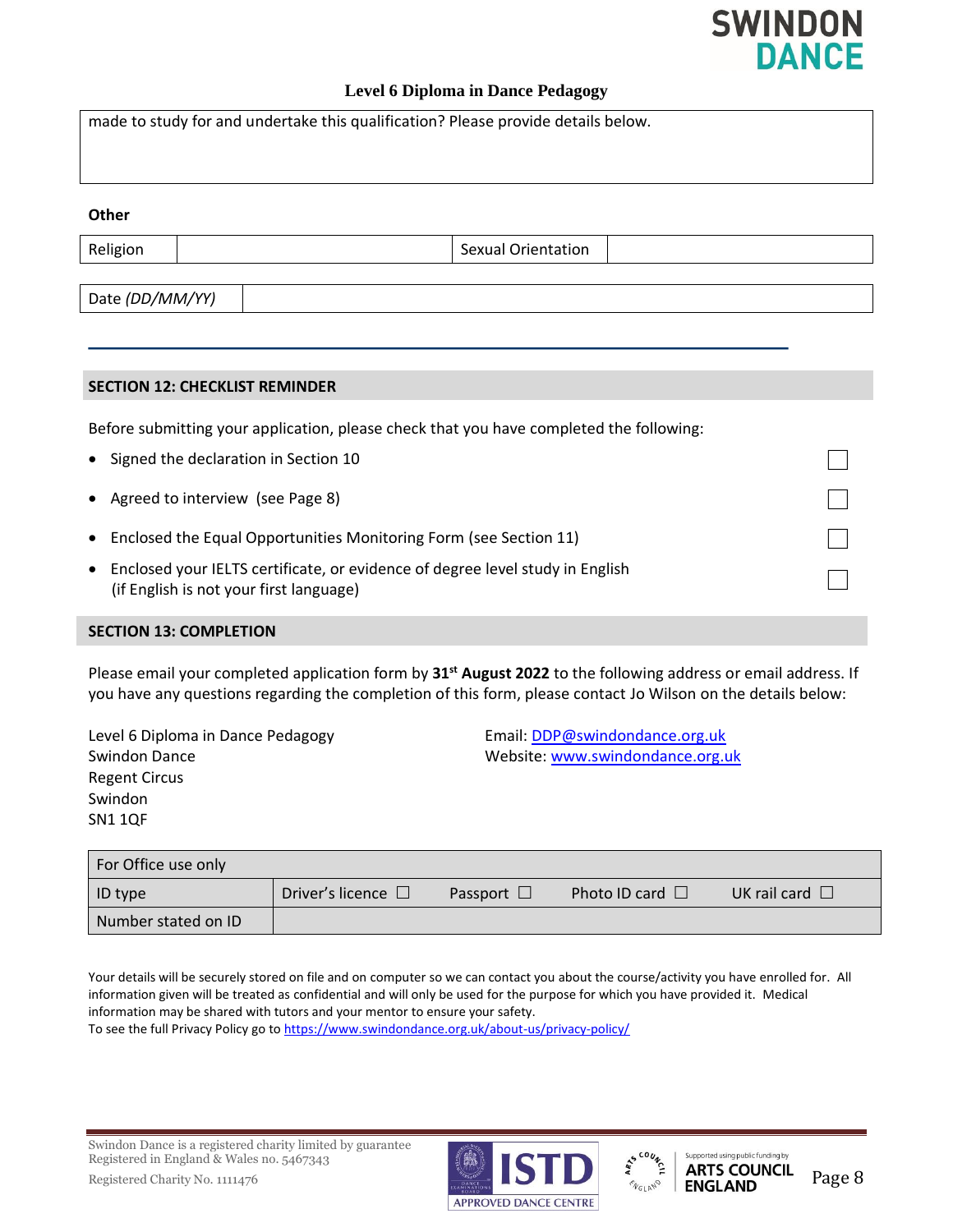made to study for and undertake this qualification? Please provide details below.

**Other**

| | | | |
|---|---|---|---|
| Religion | | Sexual Orientation | |

| | |
|---|---|
| Date *(DD/MM/YY)* | |

## SECTION 12: CHECKLIST REMINDER

Before submitting your application, please check that you have completed the following:

- Signed the declaration in Section 10 ☐
- Agreed to interview (see Page 8) ☐
- Enclosed the Equal Opportunities Monitoring Form (see Section 11) ☐
- Enclosed your IELTS certificate, or evidence of degree level study in English (if English is not your first language) ☐

## SECTION 13: COMPLETION

Please email your completed application form by **31st August 2022** to the following address or email address. If you have any questions regarding the completion of this form, please contact Jo Wilson on the details below:

Level 6 Diploma in Dance Pedagogy
Swindon Dance
Regent Circus
Swindon
SN1 1QF

Email: DDP@swindondance.org.uk
Website: www.swindondance.org.uk

| For Office use only | | | | |
|---|---|---|---|---|
| ID type | Driver's licence ☐ | Passport ☐ | Photo ID card ☐ | UK rail card ☐ |
| Number stated on ID | | | | |

Your details will be securely stored on file and on computer so we can contact you about the course/activity you have enrolled for. All information given will be treated as confidential and will only be used for the purpose for which you have provided it. Medical information may be shared with tutors and your mentor to ensure your safety.
To see the full Privacy Policy go to https://www.swindondance.org.uk/about-us/privacy-policy/

Swindon Dance is a registered charity limited by guarantee
Registered in England & Wales no. 5467343
Registered Charity No. 1111476